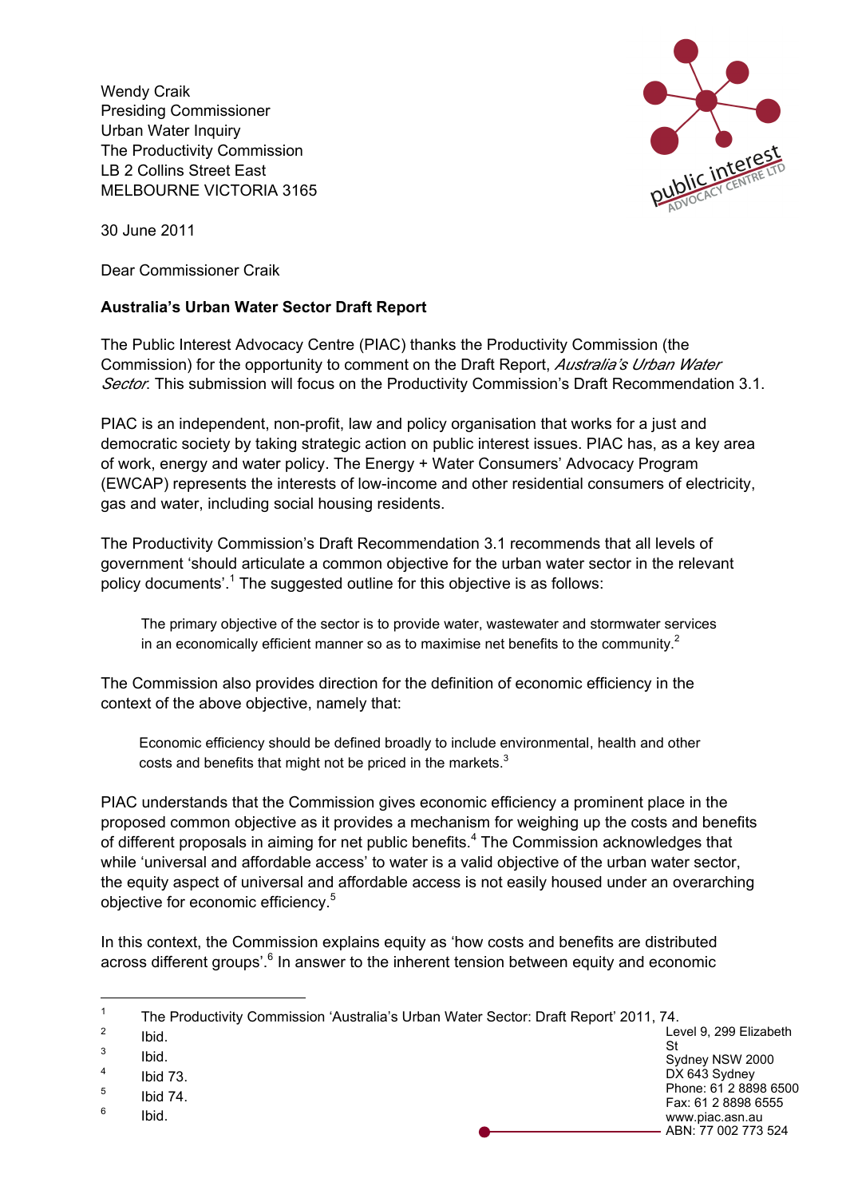Wendy Craik
Presiding Commissioner
Urban Water Inquiry
The Productivity Commission
LB 2 Collins Street East
MELBOURNE VICTORIA 3165

30 June 2011

Dear Commissioner Craik

**Australia's Urban Water Sector Draft Report**

The Public Interest Advocacy Centre (PIAC) thanks the Productivity Commission (the Commission) for the opportunity to comment on the Draft Report, *Australia's Urban Water Sector*. This submission will focus on the Productivity Commission's Draft Recommendation 3.1.

PIAC is an independent, non-profit, law and policy organisation that works for a just and democratic society by taking strategic action on public interest issues. PIAC has, as a key area of work, energy and water policy. The Energy + Water Consumers' Advocacy Program (EWCAP) represents the interests of low-income and other residential consumers of electricity, gas and water, including social housing residents.

The Productivity Commission's Draft Recommendation 3.1 recommends that all levels of government 'should articulate a common objective for the urban water sector in the relevant policy documents'.[1] The suggested outline for this objective is as follows:

> The primary objective of the sector is to provide water, wastewater and stormwater services in an economically efficient manner so as to maximise net benefits to the community.[2]

The Commission also provides direction for the definition of economic efficiency in the context of the above objective, namely that:

> Economic efficiency should be defined broadly to include environmental, health and other costs and benefits that might not be priced in the markets.[3]

PIAC understands that the Commission gives economic efficiency a prominent place in the proposed common objective as it provides a mechanism for weighing up the costs and benefits of different proposals in aiming for net public benefits.[4] The Commission acknowledges that while 'universal and affordable access' to water is a valid objective of the urban water sector, the equity aspect of universal and affordable access is not easily housed under an overarching objective for economic efficiency.[5]

In this context, the Commission explains equity as 'how costs and benefits are distributed across different groups'.[6] In answer to the inherent tension between equity and economic

---

[1] The Productivity Commission 'Australia's Urban Water Sector: Draft Report' 2011, 74.
[2] Ibid.
[3] Ibid.
[4] Ibid 73.
[5] Ibid 74.
[6] Ibid.

Level 9, 299 Elizabeth St
Sydney NSW 2000
DX 643 Sydney
Phone: 61 2 8898 6500
Fax: 61 2 8898 6555
www.piac.asn.au
ABN: 77 002 773 524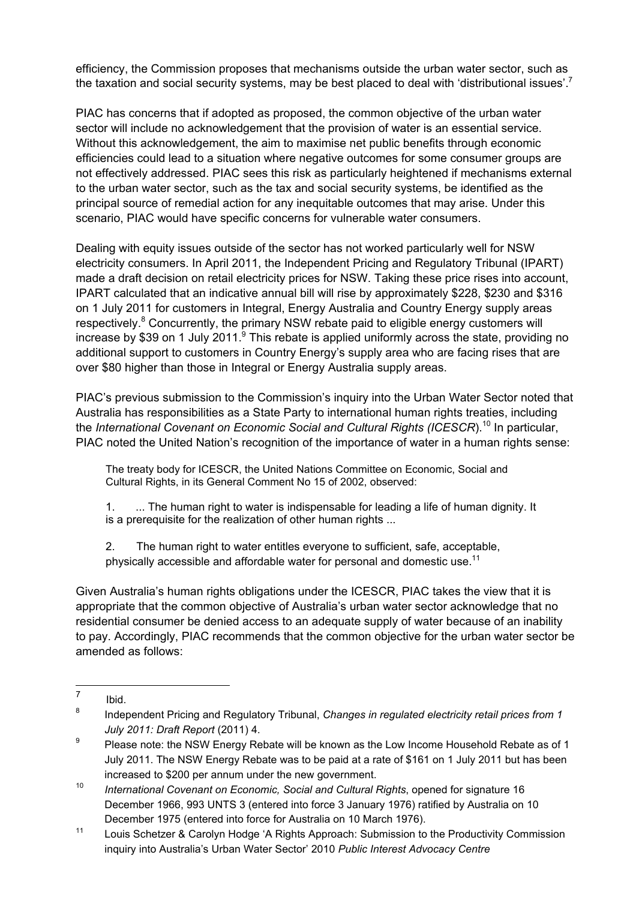efficiency, the Commission proposes that mechanisms outside the urban water sector, such as the taxation and social security systems, may be best placed to deal with 'distributional issues'.[7]

PIAC has concerns that if adopted as proposed, the common objective of the urban water sector will include no acknowledgement that the provision of water is an essential service. Without this acknowledgement, the aim to maximise net public benefits through economic efficiencies could lead to a situation where negative outcomes for some consumer groups are not effectively addressed. PIAC sees this risk as particularly heightened if mechanisms external to the urban water sector, such as the tax and social security systems, be identified as the principal source of remedial action for any inequitable outcomes that may arise. Under this scenario, PIAC would have specific concerns for vulnerable water consumers.

Dealing with equity issues outside of the sector has not worked particularly well for NSW electricity consumers. In April 2011, the Independent Pricing and Regulatory Tribunal (IPART) made a draft decision on retail electricity prices for NSW. Taking these price rises into account, IPART calculated that an indicative annual bill will rise by approximately $228, $230 and $316 on 1 July 2011 for customers in Integral, Energy Australia and Country Energy supply areas respectively.[8] Concurrently, the primary NSW rebate paid to eligible energy customers will increase by $39 on 1 July 2011.[9] This rebate is applied uniformly across the state, providing no additional support to customers in Country Energy's supply area who are facing rises that are over $80 higher than those in Integral or Energy Australia supply areas.

PIAC's previous submission to the Commission's inquiry into the Urban Water Sector noted that Australia has responsibilities as a State Party to international human rights treaties, including the *International Covenant on Economic Social and Cultural Rights (ICESCR*).[10] In particular, PIAC noted the United Nation's recognition of the importance of water in a human rights sense:

> The treaty body for ICESCR, the United Nations Committee on Economic, Social and Cultural Rights, in its General Comment No 15 of 2002, observed:
>
> 1. ... The human right to water is indispensable for leading a life of human dignity. It is a prerequisite for the realization of other human rights ...
>
> 2. The human right to water entitles everyone to sufficient, safe, acceptable, physically accessible and affordable water for personal and domestic use.[11]

Given Australia's human rights obligations under the ICESCR, PIAC takes the view that it is appropriate that the common objective of Australia's urban water sector acknowledge that no residential consumer be denied access to an adequate supply of water because of an inability to pay. Accordingly, PIAC recommends that the common objective for the urban water sector be amended as follows:

---

[7] Ibid.

[8] Independent Pricing and Regulatory Tribunal, *Changes in regulated electricity retail prices from 1 July 2011: Draft Report* (2011) 4.

[9] Please note: the NSW Energy Rebate will be known as the Low Income Household Rebate as of 1 July 2011. The NSW Energy Rebate was to be paid at a rate of $161 on 1 July 2011 but has been increased to $200 per annum under the new government.

[10] *International Covenant on Economic, Social and Cultural Rights*, opened for signature 16 December 1966, 993 UNTS 3 (entered into force 3 January 1976) ratified by Australia on 10 December 1975 (entered into force for Australia on 10 March 1976).

[11] Louis Schetzer & Carolyn Hodge 'A Rights Approach: Submission to the Productivity Commission inquiry into Australia's Urban Water Sector' 2010 *Public Interest Advocacy Centre*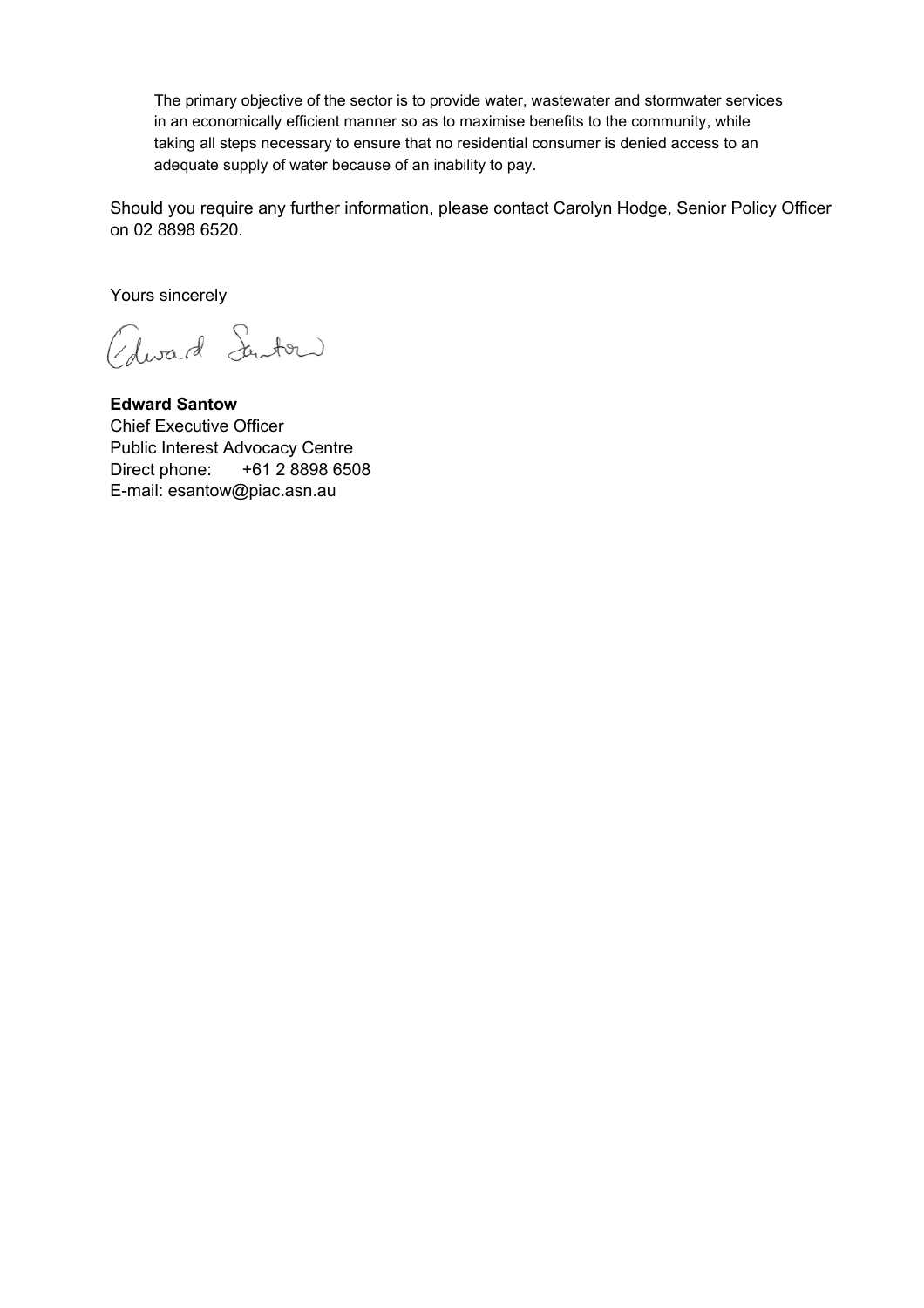> The primary objective of the sector is to provide water, wastewater and stormwater services in an economically efficient manner so as to maximise benefits to the community, while taking all steps necessary to ensure that no residential consumer is denied access to an adequate supply of water because of an inability to pay.

Should you require any further information, please contact Carolyn Hodge, Senior Policy Officer on 02 8898 6520.

Yours sincerely

**Edward Santow**
Chief Executive Officer
Public Interest Advocacy Centre
Direct phone: +61 2 8898 6508
E-mail: esantow@piac.asn.au